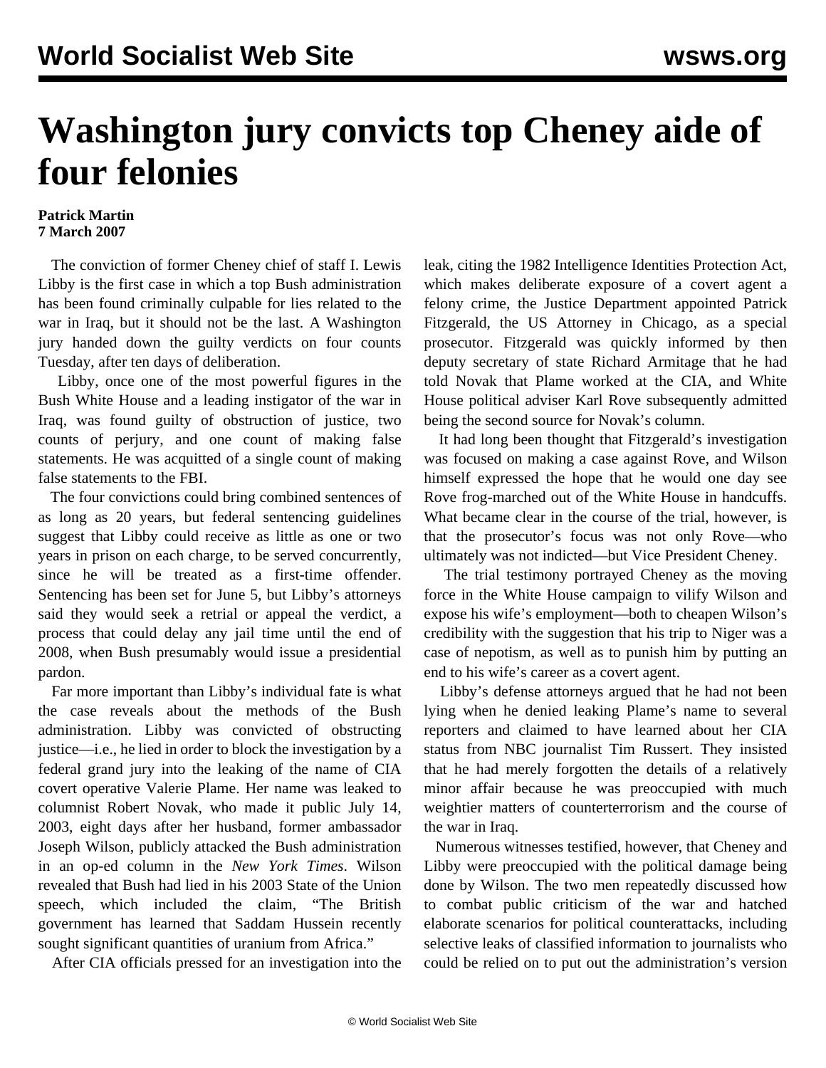# Washington jury convicts top Cheney aide of four felonies

**Patrick Martin**
**7 March 2007**

The conviction of former Cheney chief of staff I. Lewis Libby is the first case in which a top Bush administration has been found criminally culpable for lies related to the war in Iraq, but it should not be the last. A Washington jury handed down the guilty verdicts on four counts Tuesday, after ten days of deliberation.

Libby, once one of the most powerful figures in the Bush White House and a leading instigator of the war in Iraq, was found guilty of obstruction of justice, two counts of perjury, and one count of making false statements. He was acquitted of a single count of making false statements to the FBI.

The four convictions could bring combined sentences of as long as 20 years, but federal sentencing guidelines suggest that Libby could receive as little as one or two years in prison on each charge, to be served concurrently, since he will be treated as a first-time offender. Sentencing has been set for June 5, but Libby's attorneys said they would seek a retrial or appeal the verdict, a process that could delay any jail time until the end of 2008, when Bush presumably would issue a presidential pardon.

Far more important than Libby's individual fate is what the case reveals about the methods of the Bush administration. Libby was convicted of obstructing justice—i.e., he lied in order to block the investigation by a federal grand jury into the leaking of the name of CIA covert operative Valerie Plame. Her name was leaked to columnist Robert Novak, who made it public July 14, 2003, eight days after her husband, former ambassador Joseph Wilson, publicly attacked the Bush administration in an op-ed column in the *New York Times*. Wilson revealed that Bush had lied in his 2003 State of the Union speech, which included the claim, "The British government has learned that Saddam Hussein recently sought significant quantities of uranium from Africa."

After CIA officials pressed for an investigation into the leak, citing the 1982 Intelligence Identities Protection Act, which makes deliberate exposure of a covert agent a felony crime, the Justice Department appointed Patrick Fitzgerald, the US Attorney in Chicago, as a special prosecutor. Fitzgerald was quickly informed by then deputy secretary of state Richard Armitage that he had told Novak that Plame worked at the CIA, and White House political adviser Karl Rove subsequently admitted being the second source for Novak's column.

It had long been thought that Fitzgerald's investigation was focused on making a case against Rove, and Wilson himself expressed the hope that he would one day see Rove frog-marched out of the White House in handcuffs. What became clear in the course of the trial, however, is that the prosecutor's focus was not only Rove—who ultimately was not indicted—but Vice President Cheney.

The trial testimony portrayed Cheney as the moving force in the White House campaign to vilify Wilson and expose his wife's employment—both to cheapen Wilson's credibility with the suggestion that his trip to Niger was a case of nepotism, as well as to punish him by putting an end to his wife's career as a covert agent.

Libby's defense attorneys argued that he had not been lying when he denied leaking Plame's name to several reporters and claimed to have learned about her CIA status from NBC journalist Tim Russert. They insisted that he had merely forgotten the details of a relatively minor affair because he was preoccupied with much weightier matters of counterterrorism and the course of the war in Iraq.

Numerous witnesses testified, however, that Cheney and Libby were preoccupied with the political damage being done by Wilson. The two men repeatedly discussed how to combat public criticism of the war and hatched elaborate scenarios for political counterattacks, including selective leaks of classified information to journalists who could be relied on to put out the administration's version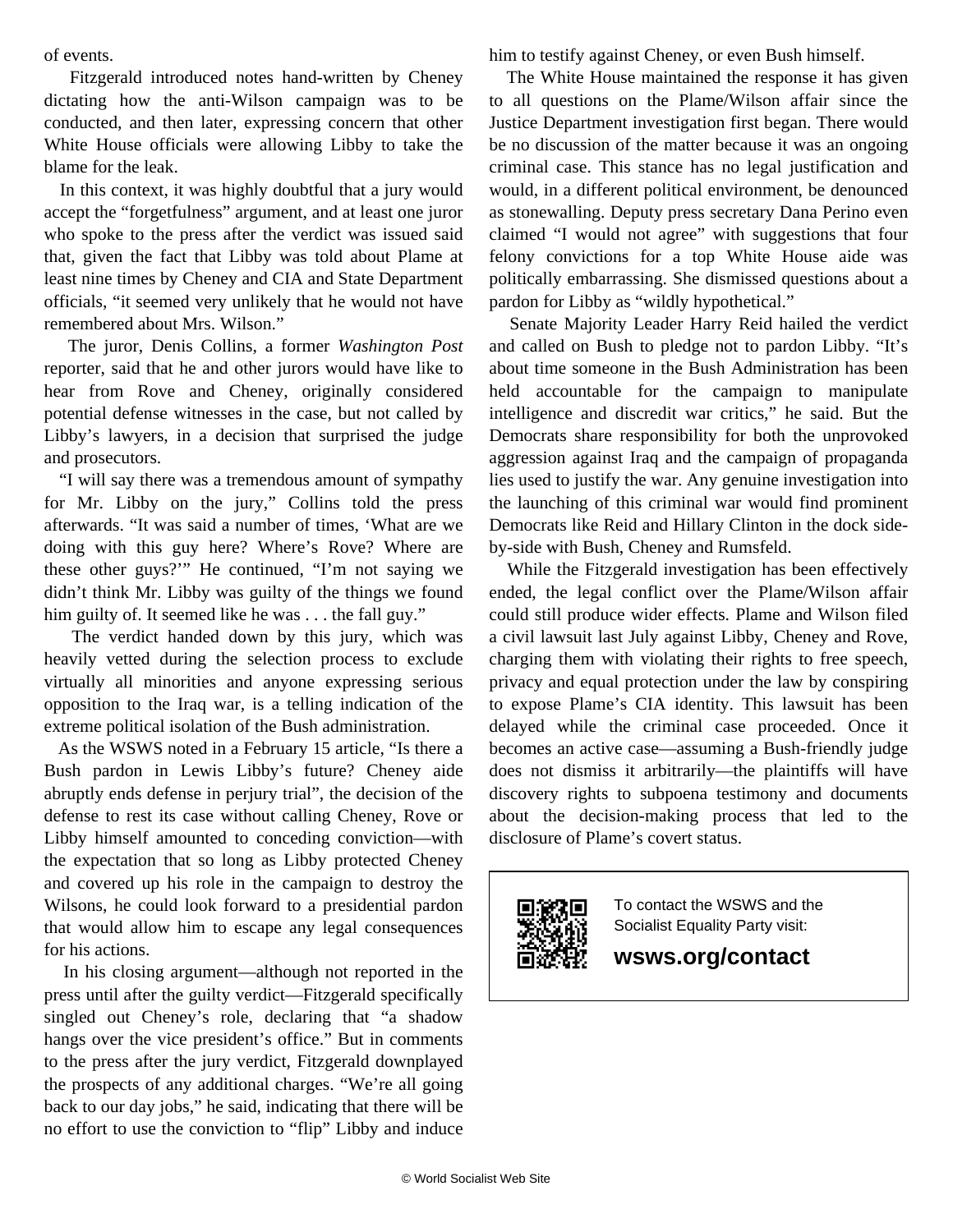of events.

Fitzgerald introduced notes hand-written by Cheney dictating how the anti-Wilson campaign was to be conducted, and then later, expressing concern that other White House officials were allowing Libby to take the blame for the leak.

In this context, it was highly doubtful that a jury would accept the "forgetfulness" argument, and at least one juror who spoke to the press after the verdict was issued said that, given the fact that Libby was told about Plame at least nine times by Cheney and CIA and State Department officials, "it seemed very unlikely that he would not have remembered about Mrs. Wilson."

The juror, Denis Collins, a former *Washington Post* reporter, said that he and other jurors would have like to hear from Rove and Cheney, originally considered potential defense witnesses in the case, but not called by Libby's lawyers, in a decision that surprised the judge and prosecutors.

"I will say there was a tremendous amount of sympathy for Mr. Libby on the jury," Collins told the press afterwards. "It was said a number of times, 'What are we doing with this guy here? Where's Rove? Where are these other guys?'" He continued, "I'm not saying we didn't think Mr. Libby was guilty of the things we found him guilty of. It seemed like he was . . . the fall guy."

The verdict handed down by this jury, which was heavily vetted during the selection process to exclude virtually all minorities and anyone expressing serious opposition to the Iraq war, is a telling indication of the extreme political isolation of the Bush administration.

As the WSWS noted in a February 15 article, "Is there a Bush pardon in Lewis Libby's future? Cheney aide abruptly ends defense in perjury trial", the decision of the defense to rest its case without calling Cheney, Rove or Libby himself amounted to conceding conviction—with the expectation that so long as Libby protected Cheney and covered up his role in the campaign to destroy the Wilsons, he could look forward to a presidential pardon that would allow him to escape any legal consequences for his actions.

In his closing argument—although not reported in the press until after the guilty verdict—Fitzgerald specifically singled out Cheney's role, declaring that "a shadow hangs over the vice president's office." But in comments to the press after the jury verdict, Fitzgerald downplayed the prospects of any additional charges. "We're all going back to our day jobs," he said, indicating that there will be no effort to use the conviction to "flip" Libby and induce him to testify against Cheney, or even Bush himself.

The White House maintained the response it has given to all questions on the Plame/Wilson affair since the Justice Department investigation first began. There would be no discussion of the matter because it was an ongoing criminal case. This stance has no legal justification and would, in a different political environment, be denounced as stonewalling. Deputy press secretary Dana Perino even claimed "I would not agree" with suggestions that four felony convictions for a top White House aide was politically embarrassing. She dismissed questions about a pardon for Libby as "wildly hypothetical."

Senate Majority Leader Harry Reid hailed the verdict and called on Bush to pledge not to pardon Libby. "It's about time someone in the Bush Administration has been held accountable for the campaign to manipulate intelligence and discredit war critics," he said. But the Democrats share responsibility for both the unprovoked aggression against Iraq and the campaign of propaganda lies used to justify the war. Any genuine investigation into the launching of this criminal war would find prominent Democrats like Reid and Hillary Clinton in the dock side-by-side with Bush, Cheney and Rumsfeld.

While the Fitzgerald investigation has been effectively ended, the legal conflict over the Plame/Wilson affair could still produce wider effects. Plame and Wilson filed a civil lawsuit last July against Libby, Cheney and Rove, charging them with violating their rights to free speech, privacy and equal protection under the law by conspiring to expose Plame's CIA identity. This lawsuit has been delayed while the criminal case proceeded. Once it becomes an active case—assuming a Bush-friendly judge does not dismiss it arbitrarily—the plaintiffs will have discovery rights to subpoena testimony and documents about the decision-making process that led to the disclosure of Plame's covert status.

To contact the WSWS and the Socialist Equality Party visit:

**wsws.org/contact**